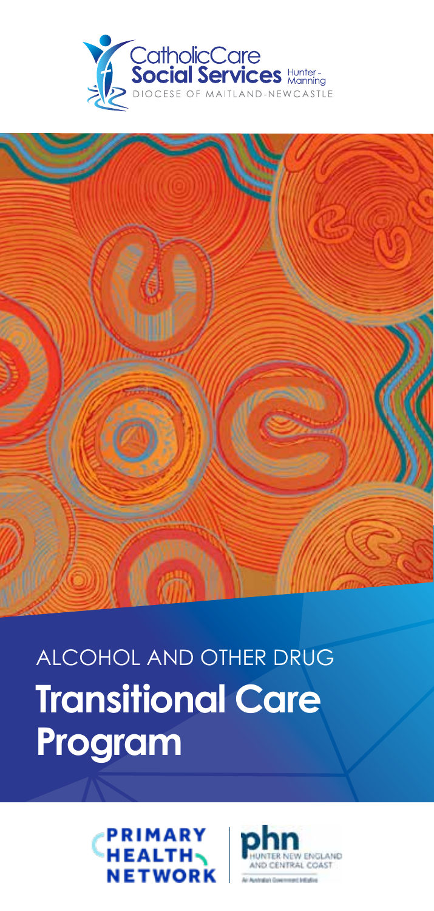CatholicCare
**Social Services** Hunter - Manning
DIOCESE OF MAITLAND-NEWCASTLE

ALCOHOL AND OTHER DRUG

# Transitional Care Program

PRIMARY HEALTH NETWORK

phn HUNTER NEW ENGLAND AND CENTRAL COAST

An Australian Government Initiative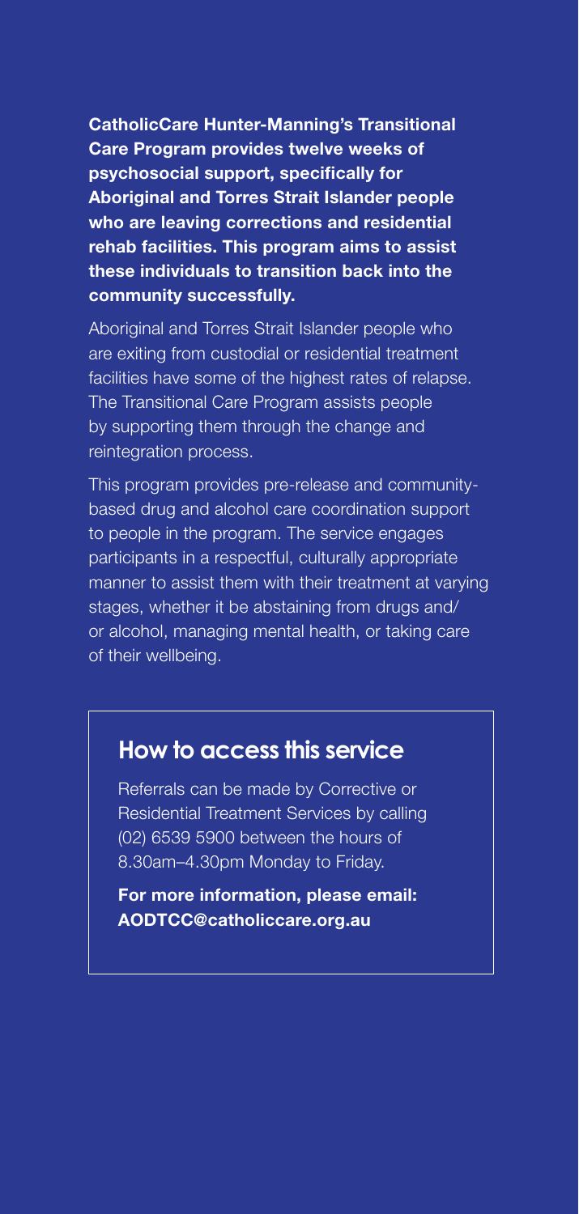**CatholicCare Hunter-Manning's Transitional Care Program provides twelve weeks of psychosocial support, specifically for Aboriginal and Torres Strait Islander people who are leaving corrections and residential rehab facilities. This program aims to assist these individuals to transition back into the community successfully.**

Aboriginal and Torres Strait Islander people who are exiting from custodial or residential treatment facilities have some of the highest rates of relapse. The Transitional Care Program assists people by supporting them through the change and reintegration process.

This program provides pre-release and community-based drug and alcohol care coordination support to people in the program. The service engages participants in a respectful, culturally appropriate manner to assist them with their treatment at varying stages, whether it be abstaining from drugs and/or alcohol, managing mental health, or taking care of their wellbeing.

## How to access this service

Referrals can be made by Corrective or Residential Treatment Services by calling (02) 6539 5900 between the hours of 8.30am–4.30pm Monday to Friday.

**For more information, please email: AODTCC@catholiccare.org.au**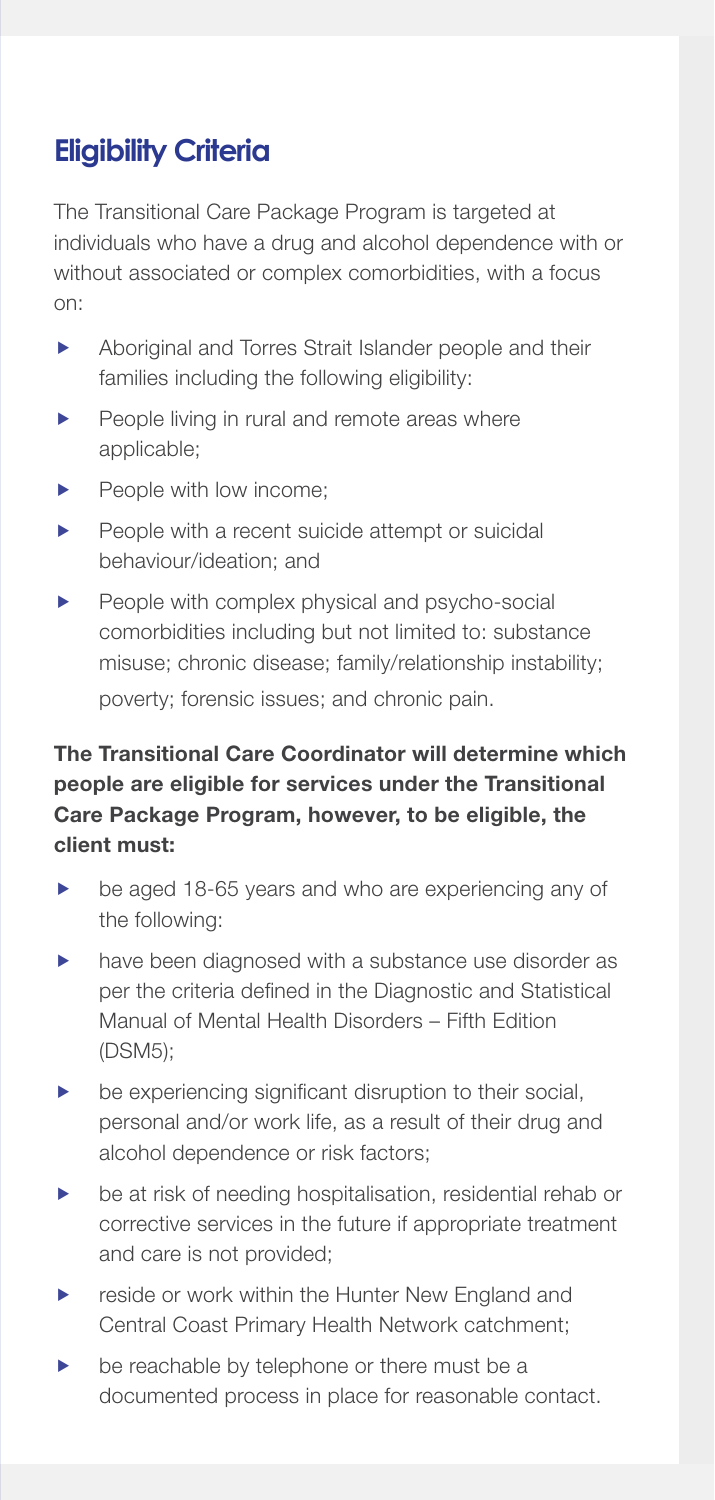## Eligibility Criteria

The Transitional Care Package Program is targeted at individuals who have a drug and alcohol dependence with or without associated or complex comorbidities, with a focus on:

- Aboriginal and Torres Strait Islander people and their families including the following eligibility:
- People living in rural and remote areas where applicable;
- People with low income;
- People with a recent suicide attempt or suicidal behaviour/ideation; and
- People with complex physical and psycho-social comorbidities including but not limited to: substance misuse; chronic disease; family/relationship instability; poverty; forensic issues; and chronic pain.

**The Transitional Care Coordinator will determine which people are eligible for services under the Transitional Care Package Program, however, to be eligible, the client must:**

- be aged 18-65 years and who are experiencing any of the following:
- have been diagnosed with a substance use disorder as per the criteria defined in the Diagnostic and Statistical Manual of Mental Health Disorders – Fifth Edition (DSM5);
- be experiencing significant disruption to their social, personal and/or work life, as a result of their drug and alcohol dependence or risk factors;
- be at risk of needing hospitalisation, residential rehab or corrective services in the future if appropriate treatment and care is not provided;
- reside or work within the Hunter New England and Central Coast Primary Health Network catchment;
- be reachable by telephone or there must be a documented process in place for reasonable contact.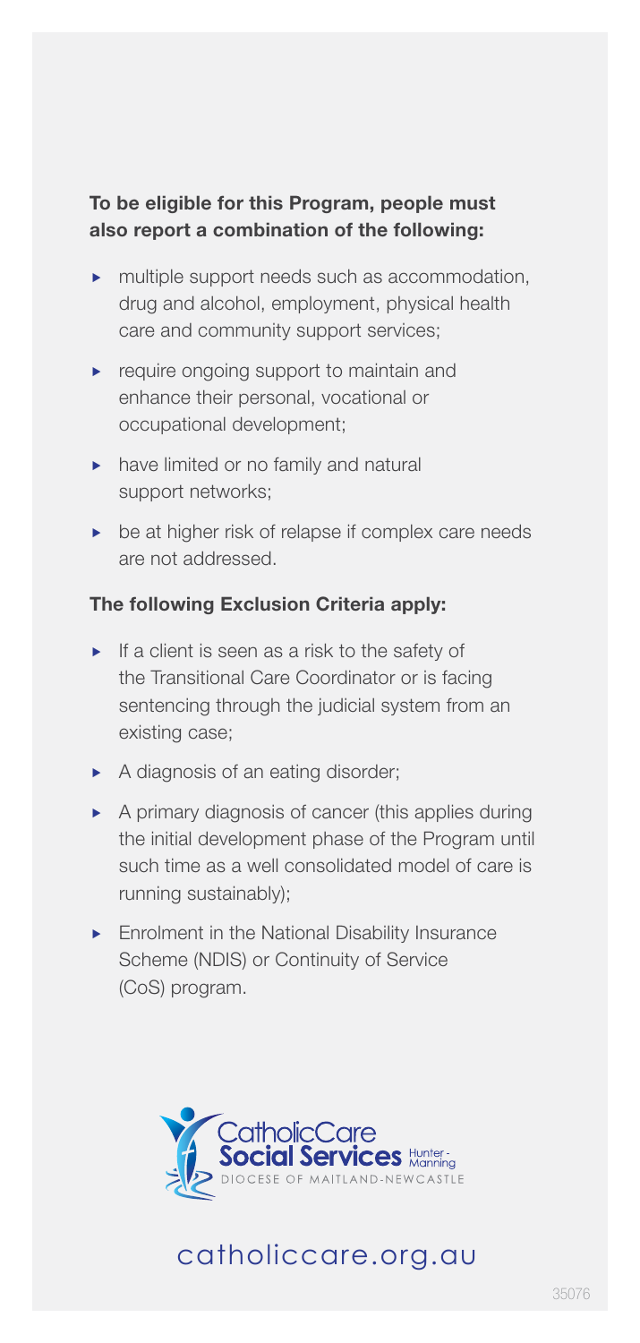**To be eligible for this Program, people must also report a combination of the following:**

- multiple support needs such as accommodation, drug and alcohol, employment, physical health care and community support services;
- require ongoing support to maintain and enhance their personal, vocational or occupational development;
- have limited or no family and natural support networks;
- be at higher risk of relapse if complex care needs are not addressed.

**The following Exclusion Criteria apply:**

- If a client is seen as a risk to the safety of the Transitional Care Coordinator or is facing sentencing through the judicial system from an existing case;
- A diagnosis of an eating disorder;
- A primary diagnosis of cancer (this applies during the initial development phase of the Program until such time as a well consolidated model of care is running sustainably);
- Enrolment in the National Disability Insurance Scheme (NDIS) or Continuity of Service (CoS) program.

CatholicCare Social Services Hunter-Manning
DIOCESE OF MAITLAND-NEWCASTLE

catholiccare.org.au

35076